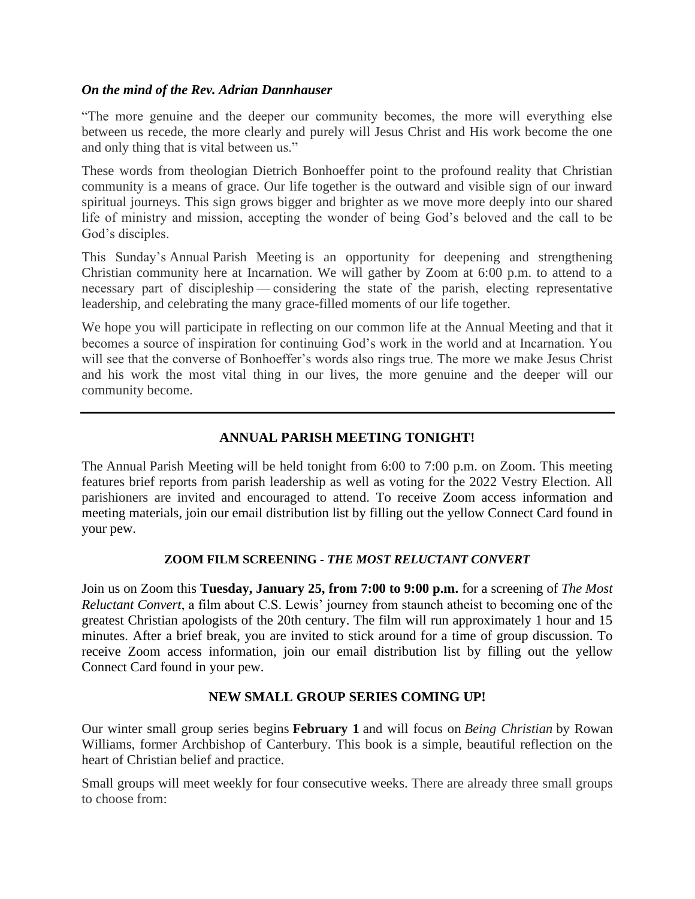***On the mind of the Rev. Adrian Dannhauser***

"The more genuine and the deeper our community becomes, the more will everything else between us recede, the more clearly and purely will Jesus Christ and His work become the one and only thing that is vital between us."

These words from theologian Dietrich Bonhoeffer point to the profound reality that Christian community is a means of grace. Our life together is the outward and visible sign of our inward spiritual journeys. This sign grows bigger and brighter as we move more deeply into our shared life of ministry and mission, accepting the wonder of being God's beloved and the call to be God's disciples.

This Sunday's Annual Parish Meeting is an opportunity for deepening and strengthening Christian community here at Incarnation. We will gather by Zoom at 6:00 p.m. to attend to a necessary part of discipleship — considering the state of the parish, electing representative leadership, and celebrating the many grace-filled moments of our life together.

We hope you will participate in reflecting on our common life at the Annual Meeting and that it becomes a source of inspiration for continuing God's work in the world and at Incarnation. You will see that the converse of Bonhoeffer's words also rings true. The more we make Jesus Christ and his work the most vital thing in our lives, the more genuine and the deeper will our community become.

---

## ANNUAL PARISH MEETING TONIGHT!

The Annual Parish Meeting will be held tonight from 6:00 to 7:00 p.m. on Zoom. This meeting features brief reports from parish leadership as well as voting for the 2022 Vestry Election. All parishioners are invited and encouraged to attend. To receive Zoom access information and meeting materials, join our email distribution list by filling out the yellow Connect Card found in your pew.

### ZOOM FILM SCREENING - *THE MOST RELUCTANT CONVERT*

Join us on Zoom this **Tuesday, January 25, from 7:00 to 9:00 p.m.** for a screening of *The Most Reluctant Convert*, a film about C.S. Lewis' journey from staunch atheist to becoming one of the greatest Christian apologists of the 20th century. The film will run approximately 1 hour and 15 minutes. After a brief break, you are invited to stick around for a time of group discussion. To receive Zoom access information, join our email distribution list by filling out the yellow Connect Card found in your pew.

## NEW SMALL GROUP SERIES COMING UP!

Our winter small group series begins **February 1** and will focus on *Being Christian* by Rowan Williams, former Archbishop of Canterbury. This book is a simple, beautiful reflection on the heart of Christian belief and practice.

Small groups will meet weekly for four consecutive weeks. There are already three small groups to choose from: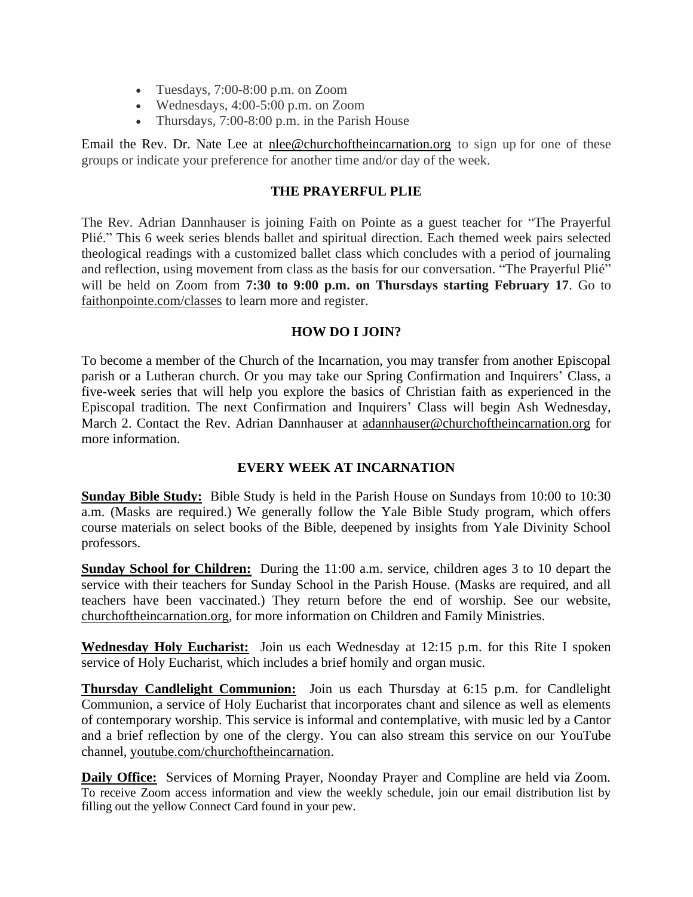- Tuesdays, 7:00-8:00 p.m. on Zoom
- Wednesdays, 4:00-5:00 p.m. on Zoom
- Thursdays, 7:00-8:00 p.m. in the Parish House

Email the Rev. Dr. Nate Lee at nlee@churchoftheincarnation.org to sign up for one of these groups or indicate your preference for another time and/or day of the week.

## THE PRAYERFUL PLIE

The Rev. Adrian Dannhauser is joining Faith on Pointe as a guest teacher for "The Prayerful Plié." This 6 week series blends ballet and spiritual direction. Each themed week pairs selected theological readings with a customized ballet class which concludes with a period of journaling and reflection, using movement from class as the basis for our conversation. "The Prayerful Plié" will be held on Zoom from **7:30 to 9:00 p.m. on Thursdays starting February 17**. Go to faithonpointe.com/classes to learn more and register.

## HOW DO I JOIN?

To become a member of the Church of the Incarnation, you may transfer from another Episcopal parish or a Lutheran church. Or you may take our Spring Confirmation and Inquirers' Class, a five-week series that will help you explore the basics of Christian faith as experienced in the Episcopal tradition. The next Confirmation and Inquirers' Class will begin Ash Wednesday, March 2. Contact the Rev. Adrian Dannhauser at adannhauser@churchoftheincarnation.org for more information.

## EVERY WEEK AT INCARNATION

**Sunday Bible Study:** Bible Study is held in the Parish House on Sundays from 10:00 to 10:30 a.m. (Masks are required.) We generally follow the Yale Bible Study program, which offers course materials on select books of the Bible, deepened by insights from Yale Divinity School professors.

**Sunday School for Children:** During the 11:00 a.m. service, children ages 3 to 10 depart the service with their teachers for Sunday School in the Parish House. (Masks are required, and all teachers have been vaccinated.) They return before the end of worship. See our website, churchoftheincarnation.org, for more information on Children and Family Ministries.

**Wednesday Holy Eucharist:** Join us each Wednesday at 12:15 p.m. for this Rite I spoken service of Holy Eucharist, which includes a brief homily and organ music.

**Thursday Candlelight Communion:** Join us each Thursday at 6:15 p.m. for Candlelight Communion, a service of Holy Eucharist that incorporates chant and silence as well as elements of contemporary worship. This service is informal and contemplative, with music led by a Cantor and a brief reflection by one of the clergy. You can also stream this service on our YouTube channel, youtube.com/churchoftheincarnation.

**Daily Office:** Services of Morning Prayer, Noonday Prayer and Compline are held via Zoom. To receive Zoom access information and view the weekly schedule, join our email distribution list by filling out the yellow Connect Card found in your pew.